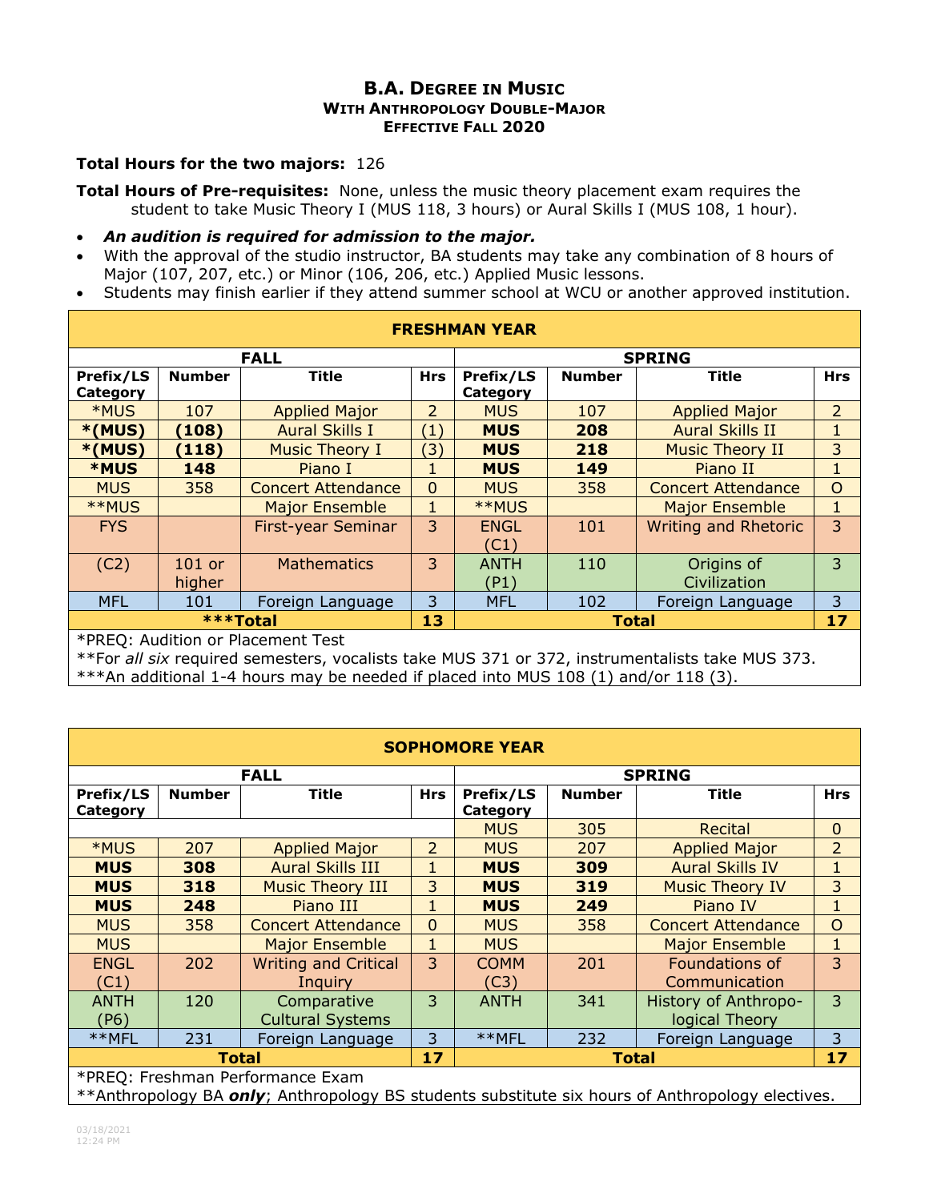# B.A. Degree in Music
## With Anthropology Double-Major
### Effective Fall 2020

**Total Hours for the two majors:** 126

**Total Hours of Pre-requisites:** None, unless the music theory placement exam requires the student to take Music Theory I (MUS 118, 3 hours) or Aural Skills I (MUS 108, 1 hour).

- ***An audition is required for admission to the major.***
- With the approval of the studio instructor, BA students may take any combination of 8 hours of Major (107, 207, etc.) or Minor (106, 206, etc.) Applied Music lessons.
- Students may finish earlier if they attend summer school at WCU or another approved institution.

| FRESHMAN YEAR | | | | | | | |
|---|---|---|---|---|---|---|---|
| FALL | | | | SPRING | | | |
| Prefix/LS Category | Number | Title | Hrs | Prefix/LS Category | Number | Title | Hrs |
| *MUS | 107 | Applied Major | 2 | MUS | 107 | Applied Major | 2 |
| ***(MUS)** | **(108)** | Aural Skills I | (1) | **MUS** | **208** | Aural Skills II | 1 |
| ***(MUS)** | **(118)** | Music Theory I | (3) | **MUS** | **218** | Music Theory II | 3 |
| ***MUS** | **148** | Piano I | 1 | **MUS** | **149** | Piano II | 1 |
| MUS | 358 | Concert Attendance | 0 | MUS | 358 | Concert Attendance | O |
| **MUS | | Major Ensemble | 1 | **MUS | | Major Ensemble | 1 |
| FYS | | First-year Seminar | 3 | ENGL (C1) | 101 | Writing and Rhetoric | 3 |
| (C2) | 101 or higher | Mathematics | 3 | ANTH (P1) | 110 | Origins of Civilization | 3 |
| MFL | 101 | Foreign Language | 3 | MFL | 102 | Foreign Language | 3 |
| ***Total | | | **13** | Total | | | **17** |

*PREQ: Audition or Placement Test
**For *all six* required semesters, vocalists take MUS 371 or 372, instrumentalists take MUS 373.
***An additional 1-4 hours may be needed if placed into MUS 108 (1) and/or 118 (3).

| SOPHOMORE YEAR | | | | | | | |
|---|---|---|---|---|---|---|---|
| FALL | | | | SPRING | | | |
| Prefix/LS Category | Number | Title | Hrs | Prefix/LS Category | Number | Title | Hrs |
| | | | | MUS | 305 | Recital | 0 |
| *MUS | 207 | Applied Major | 2 | MUS | 207 | Applied Major | 2 |
| **MUS** | **308** | Aural Skills III | 1 | **MUS** | **309** | Aural Skills IV | 1 |
| **MUS** | **318** | Music Theory III | 3 | **MUS** | **319** | Music Theory IV | 3 |
| **MUS** | **248** | Piano III | 1 | **MUS** | **249** | Piano IV | 1 |
| MUS | 358 | Concert Attendance | 0 | MUS | 358 | Concert Attendance | O |
| MUS | | Major Ensemble | 1 | MUS | | Major Ensemble | 1 |
| ENGL (C1) | 202 | Writing and Critical Inquiry | 3 | COMM (C3) | 201 | Foundations of Communication | 3 |
| ANTH (P6) | 120 | Comparative Cultural Systems | 3 | ANTH | 341 | History of Anthropological Theory | 3 |
| **MFL | 231 | Foreign Language | 3 | **MFL | 232 | Foreign Language | 3 |
| Total | | | **17** | Total | | | **17** |

*PREQ: Freshman Performance Exam
**Anthropology BA ***only***; Anthropology BS students substitute six hours of Anthropology electives.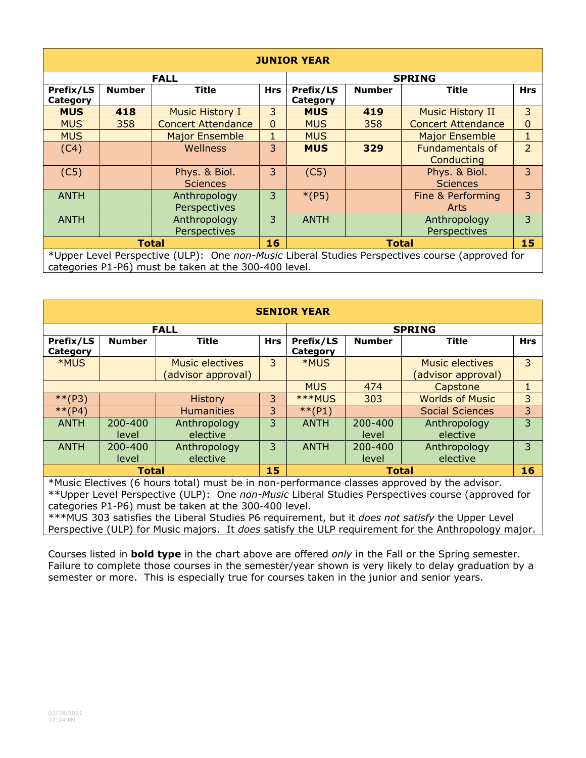| JUNIOR YEAR | | | | | | | |
|---|---|---|---|---|---|---|---|
| FALL | | | | SPRING | | | |
| Prefix/LS Category | Number | Title | Hrs | Prefix/LS Category | Number | Title | Hrs |
| **MUS** | **418** | Music History I | 3 | **MUS** | **419** | Music History II | 3 |
| MUS | 358 | Concert Attendance | 0 | MUS | 358 | Concert Attendance | 0 |
| MUS | | Major Ensemble | 1 | MUS | | Major Ensemble | 1 |
| (C4) | | Wellness | 3 | **MUS** | **329** | Fundamentals of Conducting | 2 |
| (C5) | | Phys. & Biol. Sciences | 3 | (C5) | | Phys. & Biol. Sciences | 3 |
| ANTH | | Anthropology Perspectives | 3 | *(P5) | | Fine & Performing Arts | 3 |
| ANTH | | Anthropology Perspectives | 3 | ANTH | | Anthropology Perspectives | 3 |
| **Total** | | | **16** | **Total** | | | **15** |

*Upper Level Perspective (ULP): One *non-Music* Liberal Studies Perspectives course (approved for categories P1-P6) must be taken at the 300-400 level.

| SENIOR YEAR | | | | | | | |
|---|---|---|---|---|---|---|---|
| FALL | | | | SPRING | | | |
| Prefix/LS Category | Number | Title | Hrs | Prefix/LS Category | Number | Title | Hrs |
| *MUS | | Music electives (advisor approval) | 3 | *MUS | | Music electives (advisor approval) | 3 |
| | | | | MUS | 474 | Capstone | 1 |
| **(P3) | | History | 3 | ***MUS | 303 | Worlds of Music | 3 |
| **(P4) | | Humanities | 3 | **(P1) | | Social Sciences | 3 |
| ANTH | 200-400 level | Anthropology elective | 3 | ANTH | 200-400 level | Anthropology elective | 3 |
| ANTH | 200-400 level | Anthropology elective | 3 | ANTH | 200-400 level | Anthropology elective | 3 |
| **Total** | | | **15** | **Total** | | | **16** |

*Music Electives (6 hours total) must be in non-performance classes approved by the advisor.
**Upper Level Perspective (ULP): One *non-Music* Liberal Studies Perspectives course (approved for categories P1-P6) must be taken at the 300-400 level.
***MUS 303 satisfies the Liberal Studies P6 requirement, but it *does not satisfy* the Upper Level Perspective (ULP) for Music majors. It *does* satisfy the ULP requirement for the Anthropology major.

Courses listed in **bold type** in the chart above are offered *only* in the Fall or the Spring semester. Failure to complete those courses in the semester/year shown is very likely to delay graduation by a semester or more. This is especially true for courses taken in the junior and senior years.